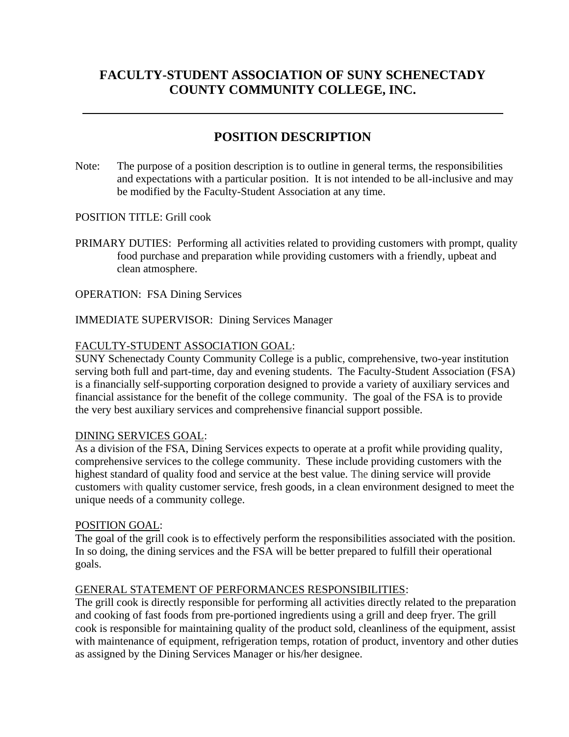# FACULTY-STUDENT ASSOCIATION OF SUNY SCHENECTADY COUNTY COMMUNITY COLLEGE, INC.

---

## POSITION DESCRIPTION

Note: The purpose of a position description is to outline in general terms, the responsibilities and expectations with a particular position. It is not intended to be all-inclusive and may be modified by the Faculty-Student Association at any time.

POSITION TITLE: Grill cook

PRIMARY DUTIES: Performing all activities related to providing customers with prompt, quality food purchase and preparation while providing customers with a friendly, upbeat and clean atmosphere.

OPERATION: FSA Dining Services

IMMEDIATE SUPERVISOR: Dining Services Manager

<u>FACULTY-STUDENT ASSOCIATION GOAL</u>:
SUNY Schenectady County Community College is a public, comprehensive, two-year institution serving both full and part-time, day and evening students. The Faculty-Student Association (FSA) is a financially self-supporting corporation designed to provide a variety of auxiliary services and financial assistance for the benefit of the college community. The goal of the FSA is to provide the very best auxiliary services and comprehensive financial support possible.

<u>DINING SERVICES GOAL</u>:
As a division of the FSA, Dining Services expects to operate at a profit while providing quality, comprehensive services to the college community. These include providing customers with the highest standard of quality food and service at the best value. The dining service will provide customers with quality customer service, fresh goods, in a clean environment designed to meet the unique needs of a community college.

<u>POSITION GOAL</u>:
The goal of the grill cook is to effectively perform the responsibilities associated with the position. In so doing, the dining services and the FSA will be better prepared to fulfill their operational goals.

<u>GENERAL STATEMENT OF PERFORMANCES RESPONSIBILITIES</u>:
The grill cook is directly responsible for performing all activities directly related to the preparation and cooking of fast foods from pre-portioned ingredients using a grill and deep fryer. The grill cook is responsible for maintaining quality of the product sold, cleanliness of the equipment, assist with maintenance of equipment, refrigeration temps, rotation of product, inventory and other duties as assigned by the Dining Services Manager or his/her designee.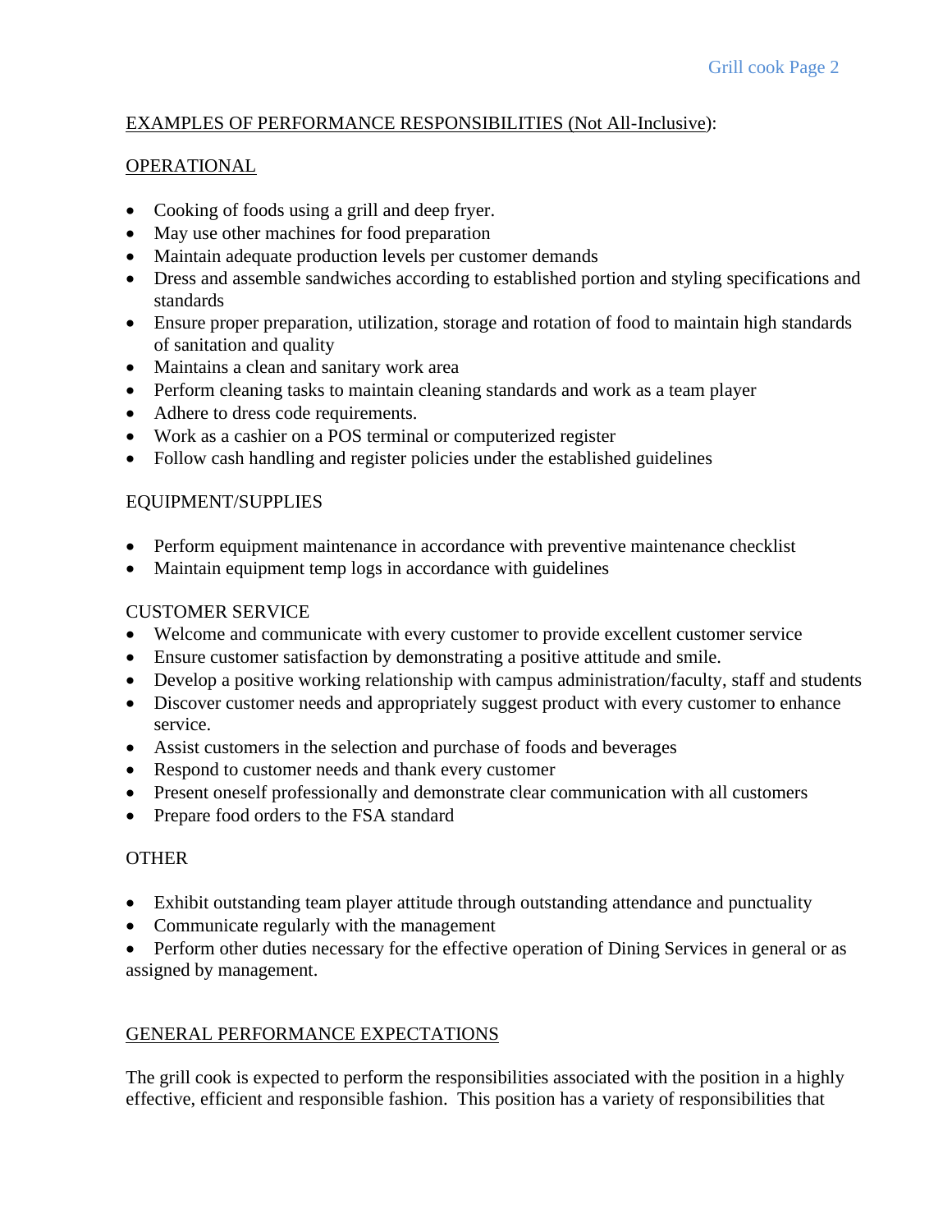## EXAMPLES OF PERFORMANCE RESPONSIBILITIES (Not All-Inclusive):

### OPERATIONAL

- Cooking of foods using a grill and deep fryer.
- May use other machines for food preparation
- Maintain adequate production levels per customer demands
- Dress and assemble sandwiches according to established portion and styling specifications and standards
- Ensure proper preparation, utilization, storage and rotation of food to maintain high standards of sanitation and quality
- Maintains a clean and sanitary work area
- Perform cleaning tasks to maintain cleaning standards and work as a team player
- Adhere to dress code requirements.
- Work as a cashier on a POS terminal or computerized register
- Follow cash handling and register policies under the established guidelines

### EQUIPMENT/SUPPLIES

- Perform equipment maintenance in accordance with preventive maintenance checklist
- Maintain equipment temp logs in accordance with guidelines

### CUSTOMER SERVICE

- Welcome and communicate with every customer to provide excellent customer service
- Ensure customer satisfaction by demonstrating a positive attitude and smile.
- Develop a positive working relationship with campus administration/faculty, staff and students
- Discover customer needs and appropriately suggest product with every customer to enhance service.
- Assist customers in the selection and purchase of foods and beverages
- Respond to customer needs and thank every customer
- Present oneself professionally and demonstrate clear communication with all customers
- Prepare food orders to the FSA standard

### OTHER

- Exhibit outstanding team player attitude through outstanding attendance and punctuality
- Communicate regularly with the management
- Perform other duties necessary for the effective operation of Dining Services in general or as assigned by management.

## GENERAL PERFORMANCE EXPECTATIONS

The grill cook is expected to perform the responsibilities associated with the position in a highly effective, efficient and responsible fashion. This position has a variety of responsibilities that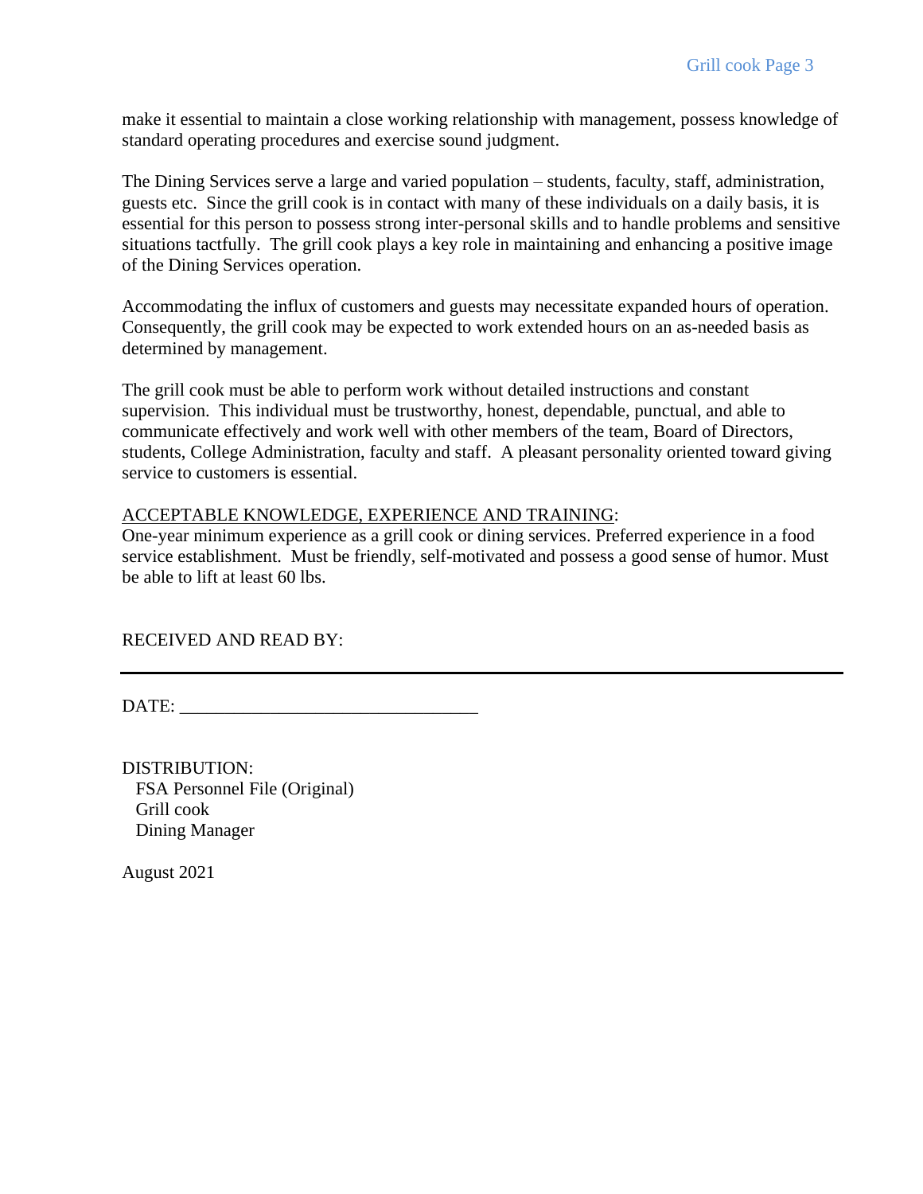make it essential to maintain a close working relationship with management, possess knowledge of standard operating procedures and exercise sound judgment.

The Dining Services serve a large and varied population – students, faculty, staff, administration, guests etc. Since the grill cook is in contact with many of these individuals on a daily basis, it is essential for this person to possess strong inter-personal skills and to handle problems and sensitive situations tactfully. The grill cook plays a key role in maintaining and enhancing a positive image of the Dining Services operation.

Accommodating the influx of customers and guests may necessitate expanded hours of operation. Consequently, the grill cook may be expected to work extended hours on an as-needed basis as determined by management.

The grill cook must be able to perform work without detailed instructions and constant supervision. This individual must be trustworthy, honest, dependable, punctual, and able to communicate effectively and work well with other members of the team, Board of Directors, students, College Administration, faculty and staff. A pleasant personality oriented toward giving service to customers is essential.

<u>ACCEPTABLE KNOWLEDGE, EXPERIENCE AND TRAINING</u>:
One-year minimum experience as a grill cook or dining services. Preferred experience in a food service establishment. Must be friendly, self-motivated and possess a good sense of humor. Must be able to lift at least 60 lbs.

RECEIVED AND READ BY:

---

DATE: ________________________________

DISTRIBUTION:
FSA Personnel File (Original)
Grill cook
Dining Manager

August 2021